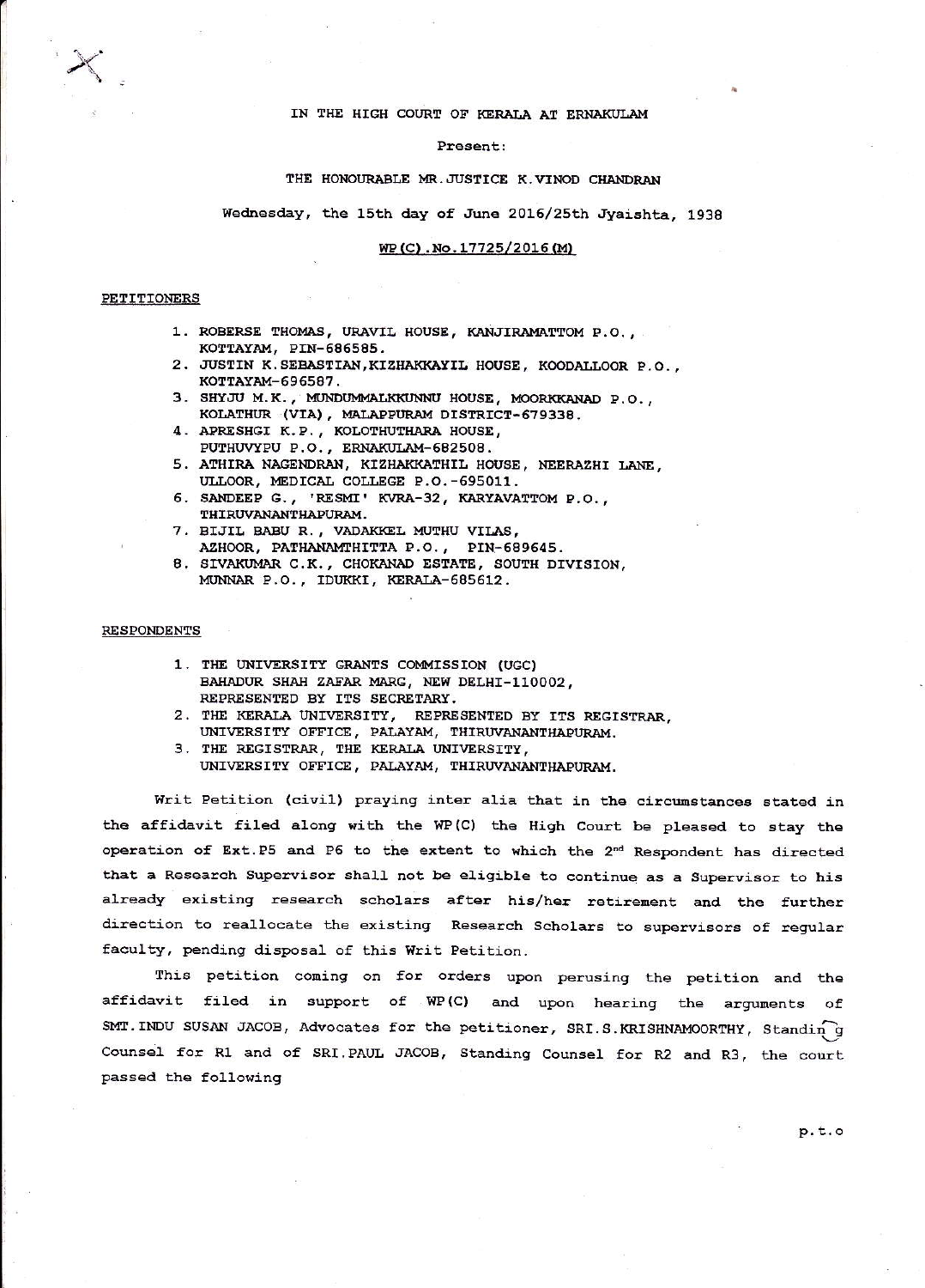IN THE HIGH COURT OF KERALA AT ERNAKULAM

Present:

THE HONOURABLE MR.JUSTICE K.VINOD CHANDRAN

Wednesday, the 15th day of June 2016/25th Jyaishta, 1938

WP(C).No.17725/2016(M)

PETITIONERS

1. ROBERSE THOMAS, URAVIL HOUSE, KANJIRAMATTOM P.O., KOTTAYAM, PIN-686585.
2. JUSTIN K.SEBASTIAN,KIZHAKKAYIL HOUSE, KOODALLOOR P.O., KOTTAYAM-696587.
3. SHYJU M.K., MUNDUMMALKKUNNU HOUSE, MOORKKANAD P.O., KOLATHUR (VIA), MALAPPURAM DISTRICT-679338.
4. APRESHGI K.P., KOLOTHUTHARA HOUSE, PUTHUVYPU P.O., ERNAKULAM-682508.
5. ATHIRA NAGENDRAN, KIZHAKKATHIL HOUSE, NEERAZHI LANE, ULLOOR, MEDICAL COLLEGE P.O.-695011.
6. SANDEEP G., 'RESMI' KVRA-32, KARYAVATTOM P.O., THIRUVANANTHAPURAM.
7. BIJIL BABU R., VADAKKEL MUTHU VILAS, AZHOOR, PATHANAMTHITTA P.O., PIN-689645.
8. SIVAKUMAR C.K., CHOKANAD ESTATE, SOUTH DIVISION, MUNNAR P.O., IDUKKI, KERALA-685612.

RESPONDENTS

1. THE UNIVERSITY GRANTS COMMISSION (UGC) BAHADUR SHAH ZAFAR MARG, NEW DELHI-110002, REPRESENTED BY ITS SECRETARY.
2. THE KERALA UNIVERSITY, REPRESENTED BY ITS REGISTRAR, UNIVERSITY OFFICE, PALAYAM, THIRUVANANTHAPURAM.
3. THE REGISTRAR, THE KERALA UNIVERSITY, UNIVERSITY OFFICE, PALAYAM, THIRUVANANTHAPURAM.

Writ Petition (civil) praying inter alia that in the circumstances stated in the affidavit filed along with the WP(C) the High Court be pleased to stay the operation of Ext.P5 and P6 to the extent to which the 2nd Respondent has directed that a Research Supervisor shall not be eligible to continue as a Supervisor to his already existing research scholars after his/her retirement and the further direction to reallocate the existing Research Scholars to supervisors of regular faculty, pending disposal of this Writ Petition.

This petition coming on for orders upon perusing the petition and the affidavit filed in support of WP(C) and upon hearing the arguments of SMT.INDU SUSAN JACOB, Advocates for the petitioner, SRI.S.KRISHNAMOORTHY, Standing Counsel for R1 and of SRI.PAUL JACOB, Standing Counsel for R2 and R3, the court passed the following

p.t.o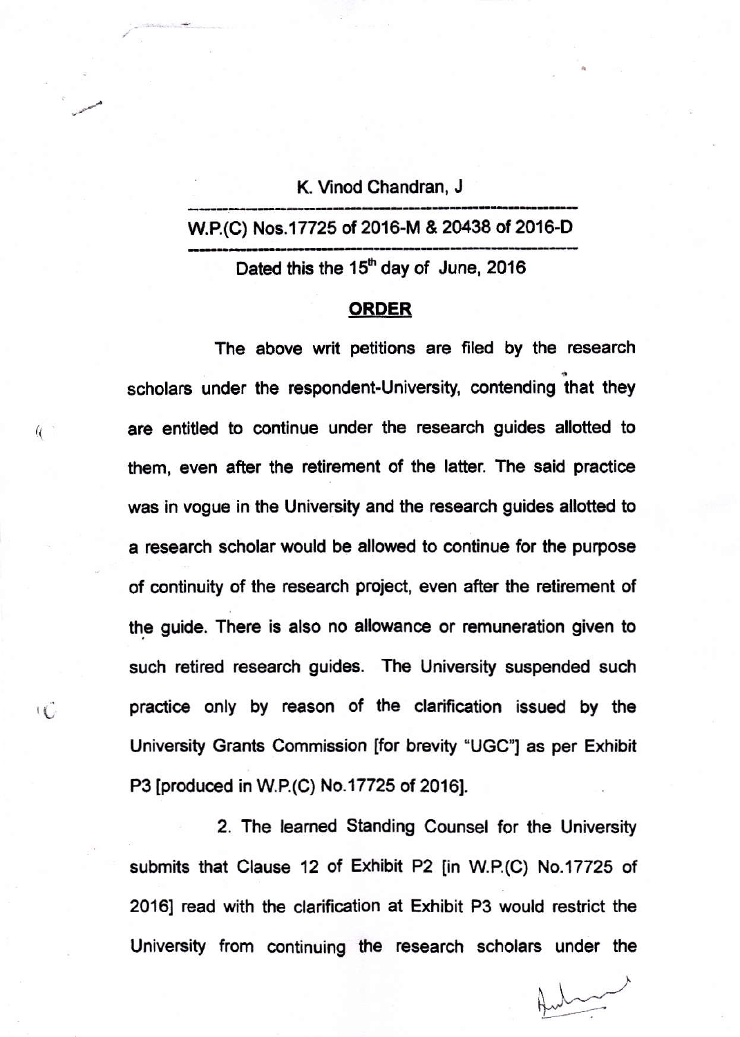K. Vinod Chandran, J

W.P.(C) Nos.17725 of 2016-M & 20438 of 2016-D

Dated this the 15th day of June, 2016

**ORDER**

The above writ petitions are filed by the research scholars under the respondent-University, contending that they are entitled to continue under the research guides allotted to them, even after the retirement of the latter. The said practice was in vogue in the University and the research guides allotted to a research scholar would be allowed to continue for the purpose of continuity of the research project, even after the retirement of the guide. There is also no allowance or remuneration given to such retired research guides. The University suspended such practice only by reason of the clarification issued by the University Grants Commission [for brevity "UGC"] as per Exhibit P3 [produced in W.P.(C) No.17725 of 2016].

2. The learned Standing Counsel for the University submits that Clause 12 of Exhibit P2 [in W.P.(C) No.17725 of 2016] read with the clarification at Exhibit P3 would restrict the University from continuing the research scholars under the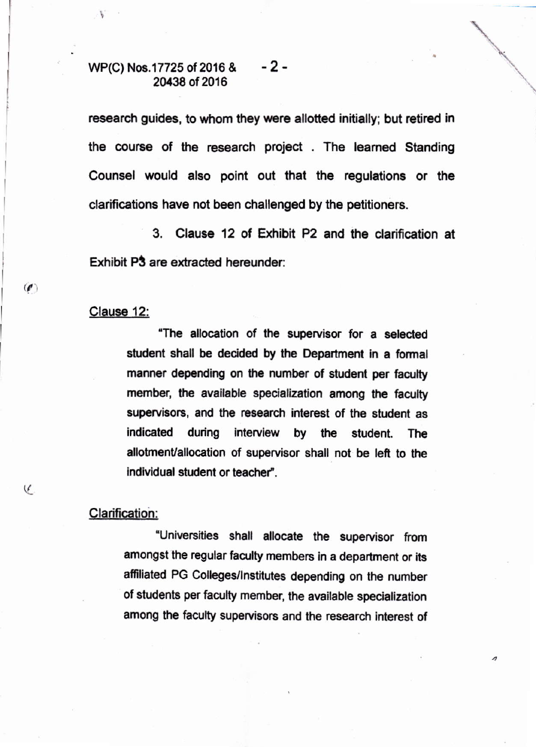research guides, to whom they were allotted initially; but retired in the course of the research project . The learned Standing Counsel would also point out that the regulations or the clarifications have not been challenged by the petitioners.

3. Clause 12 of Exhibit P2 and the clarification at Exhibit P3 are extracted hereunder:

Clause 12:

> "The allocation of the supervisor for a selected student shall be decided by the Department in a formal manner depending on the number of student per faculty member, the available specialization among the faculty supervisors, and the research interest of the student as indicated during interview by the student. The allotment/allocation of supervisor shall not be left to the individual student or teacher".

Clarification:

> "Universities shall allocate the supervisor from amongst the regular faculty members in a department or its affiliated PG Colleges/Institutes depending on the number of students per faculty member, the available specialization among the faculty supervisors and the research interest of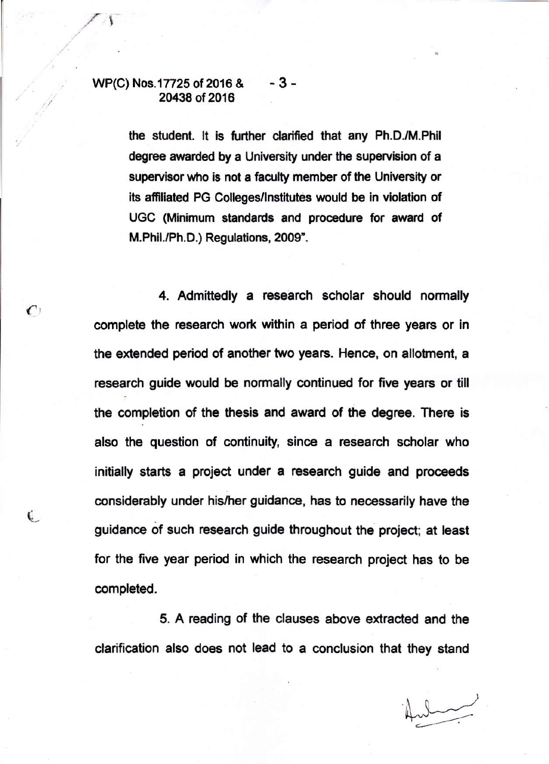the student. It is further clarified that any Ph.D./M.Phil degree awarded by a University under the supervision of a supervisor who is not a faculty member of the University or its affiliated PG Colleges/Institutes would be in violation of UGC (Minimum standards and procedure for award of M.Phil./Ph.D.) Regulations, 2009".

4. Admittedly a research scholar should normally complete the research work within a period of three years or in the extended period of another two years. Hence, on allotment, a research guide would be normally continued for five years or till the completion of the thesis and award of the degree. There is also the question of continuity, since a research scholar who initially starts a project under a research guide and proceeds considerably under his/her guidance, has to necessarily have the guidance of such research guide throughout the project; at least for the five year period in which the research project has to be completed.

5. A reading of the clauses above extracted and the clarification also does not lead to a conclusion that they stand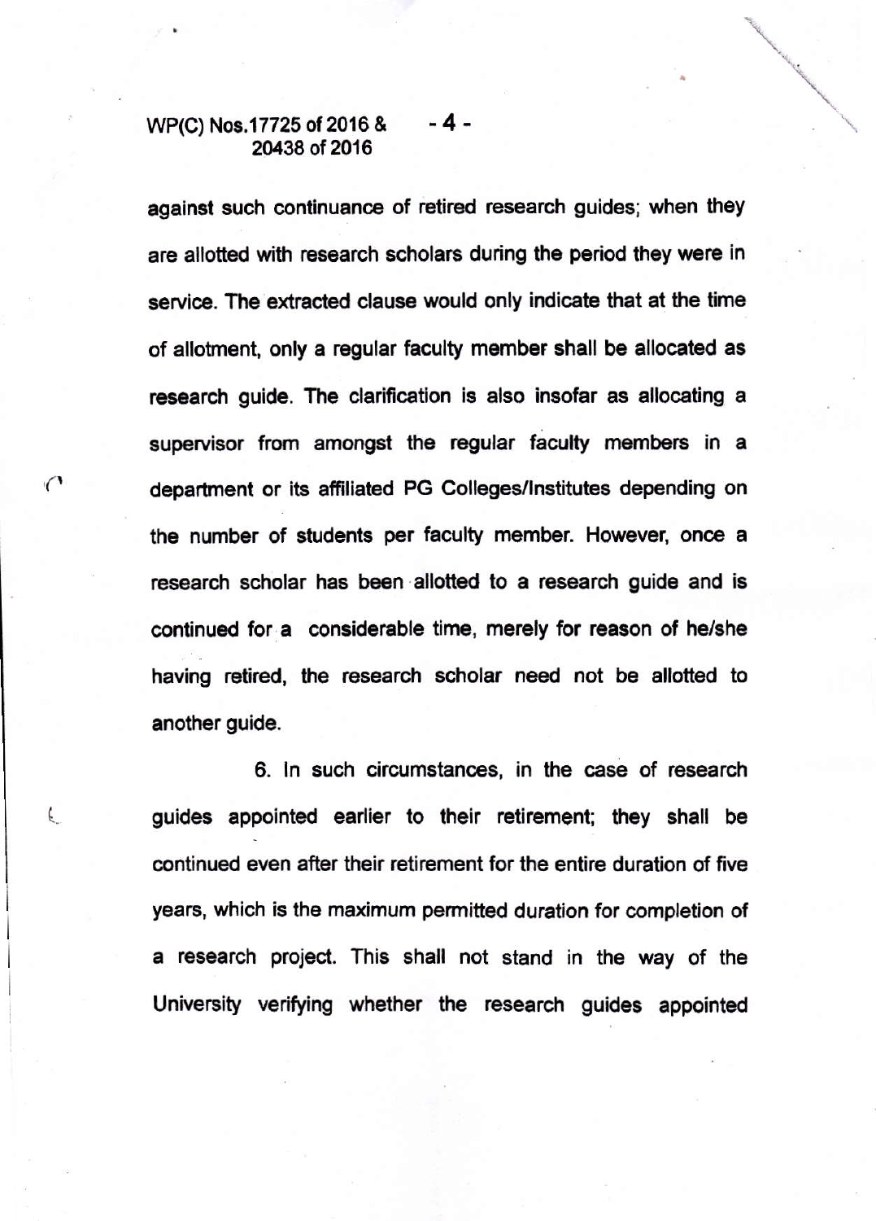against such continuance of retired research guides; when they are allotted with research scholars during the period they were in service. The extracted clause would only indicate that at the time of allotment, only a regular faculty member shall be allocated as research guide. The clarification is also insofar as allocating a supervisor from amongst the regular faculty members in a department or its affiliated PG Colleges/Institutes depending on the number of students per faculty member. However, once a research scholar has been allotted to a research guide and is continued for a considerable time, merely for reason of he/she having retired, the research scholar need not be allotted to another guide.

6. In such circumstances, in the case of research guides appointed earlier to their retirement; they shall be continued even after their retirement for the entire duration of five years, which is the maximum permitted duration for completion of a research project. This shall not stand in the way of the University verifying whether the research guides appointed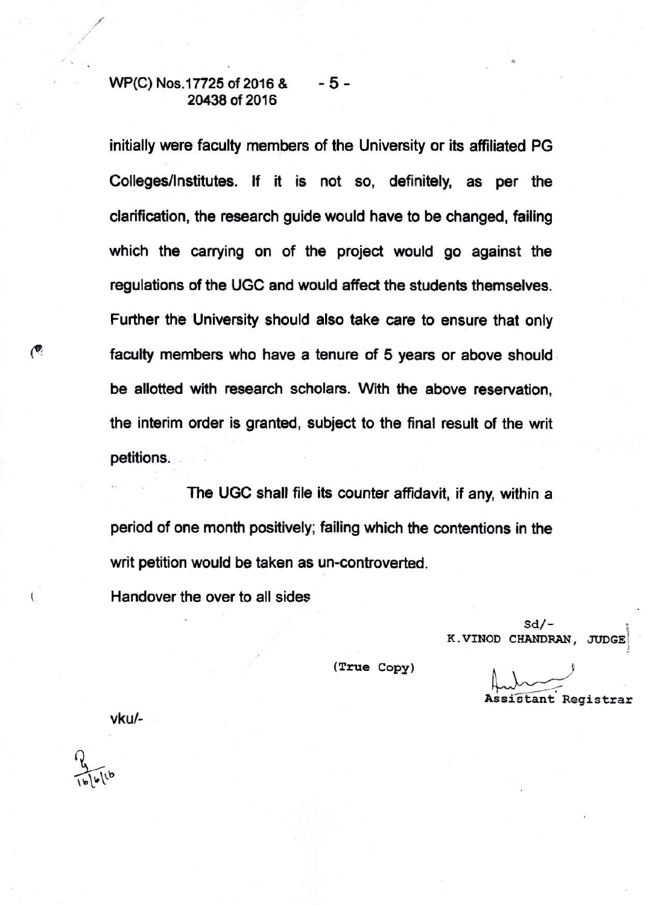initially were faculty members of the University or its affiliated PG Colleges/Institutes. If it is not so, definitely, as per the clarification, the research guide would have to be changed, failing which the carrying on of the project would go against the regulations of the UGC and would affect the students themselves. Further the University should also take care to ensure that only faculty members who have a tenure of 5 years or above should be allotted with research scholars. With the above reservation, the interim order is granted, subject to the final result of the writ petitions.

The UGC shall file its counter affidavit, if any, within a period of one month positively; failing which the contentions in the writ petition would be taken as un-controverted.

Handover the over to all sides

Sd/-
K.VINOD CHANDRAN, JUDGE

(True Copy)

Assistant Registrar

vku/-

16/6/16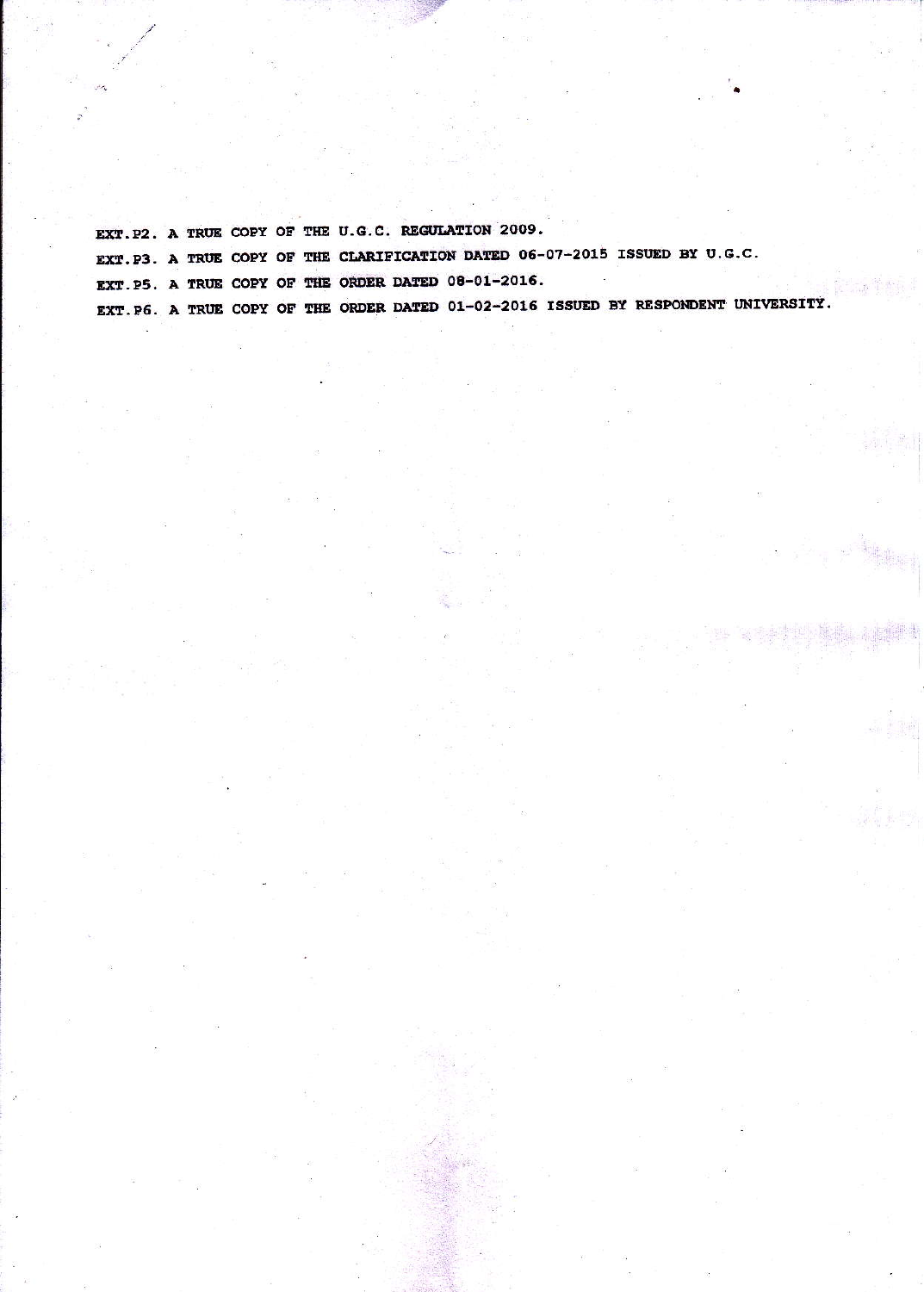EXT.P2. A TRUE COPY OF THE U.G.C. REGULATION 2009.

EXT.P3. A TRUE COPY OF THE CLARIFICATION DATED 06-07-2015 ISSUED BY U.G.C.

EXT.P5. A TRUE COPY OF THE ORDER DATED 08-01-2016.

EXT.P6. A TRUE COPY OF THE ORDER DATED 01-02-2016 ISSUED BY RESPONDENT UNIVERSITY.